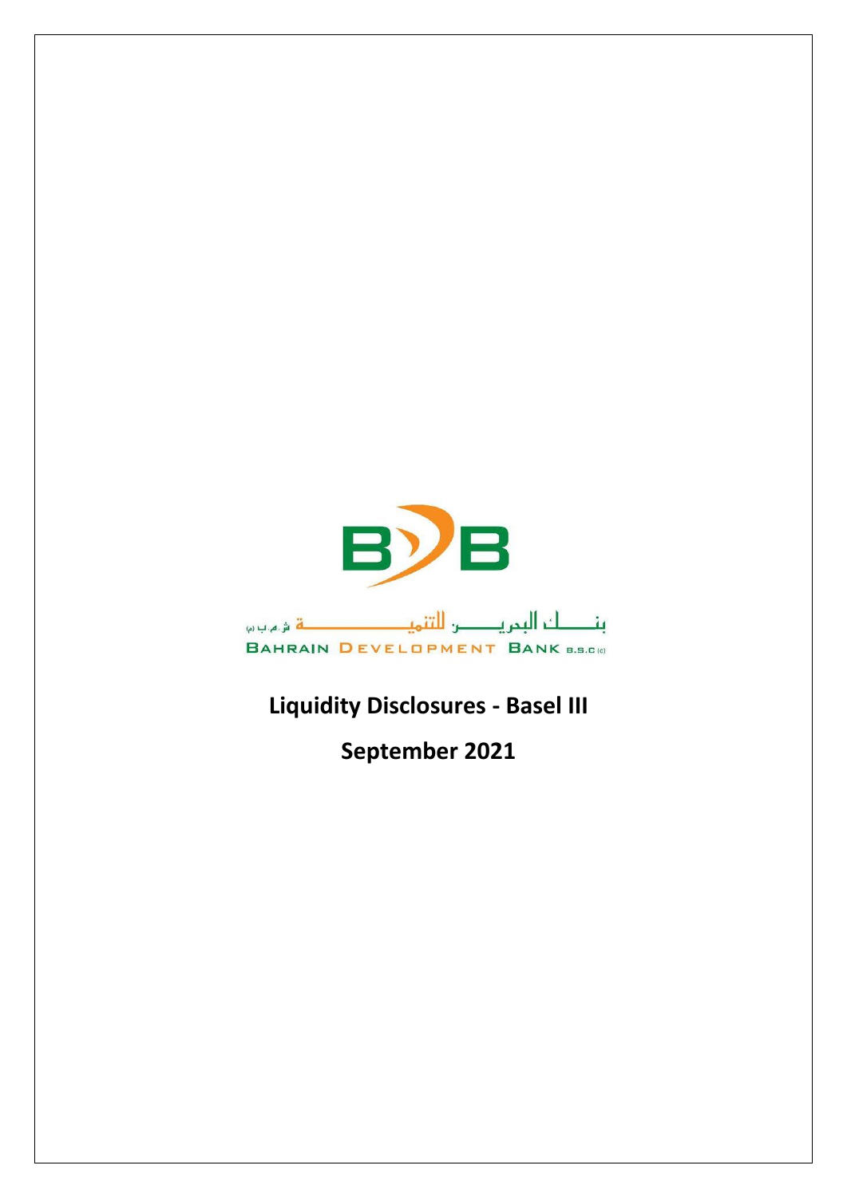بنــــك البحريـــن للتنميــــــــــــــة ش.م.ب (م)

BAHRAIN DEVELOPMENT BANK B.S.C (c)

# Liquidity Disclosures - Basel III

# September 2021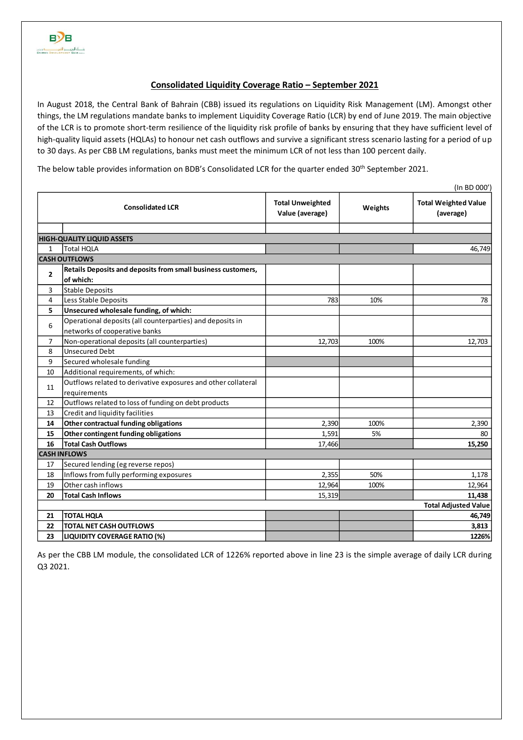## Consolidated Liquidity Coverage Ratio – September 2021

In August 2018, the Central Bank of Bahrain (CBB) issued its regulations on Liquidity Risk Management (LM). Amongst other things, the LM regulations mandate banks to implement Liquidity Coverage Ratio (LCR) by end of June 2019. The main objective of the LCR is to promote short-term resilience of the liquidity risk profile of banks by ensuring that they have sufficient level of high-quality liquid assets (HQLAs) to honour net cash outflows and survive a significant stress scenario lasting for a period of up to 30 days. As per CBB LM regulations, banks must meet the minimum LCR of not less than 100 percent daily.

The below table provides information on BDB's Consolidated LCR for the quarter ended 30th September 2021.

(In BD 000')

| | Consolidated LCR | Total Unweighted Value (average) | Weights | Total Weighted Value (average) |
|---|---|---|---|---|
| | | | | |
| **HIGH-QUALITY LIQUID ASSETS** | | | | |
| 1 | Total HQLA | | | 46,749 |
| **CASH OUTFLOWS** | | | | |
| **2** | **Retails Deposits and deposits from small business customers, of which:** | | | |
| 3 | Stable Deposits | | | |
| 4 | Less Stable Deposits | 783 | 10% | 78 |
| **5** | **Unsecured wholesale funding, of which:** | | | |
| 6 | Operational deposits (all counterparties) and deposits in networks of cooperative banks | | | |
| 7 | Non-operational deposits (all counterparties) | 12,703 | 100% | 12,703 |
| 8 | Unsecured Debt | | | |
| 9 | Secured wholesale funding | | | |
| 10 | Additional requirements, of which: | | | |
| 11 | Outflows related to derivative exposures and other collateral requirements | | | |
| 12 | Outflows related to loss of funding on debt products | | | |
| 13 | Credit and liquidity facilities | | | |
| **14** | **Other contractual funding obligations** | 2,390 | 100% | 2,390 |
| **15** | **Other contingent funding obligations** | 1,591 | 5% | 80 |
| **16** | **Total Cash Outflows** | 17,466 | | **15,250** |
| **CASH INFLOWS** | | | | |
| 17 | Secured lending (eg reverse repos) | | | |
| 18 | Inflows from fully performing exposures | 2,355 | 50% | 1,178 |
| 19 | Other cash inflows | 12,964 | 100% | 12,964 |
| **20** | **Total Cash Inflows** | 15,319 | | **11,438** |
| | | | | **Total Adjusted Value** |
| **21** | **TOTAL HQLA** | | | **46,749** |
| **22** | **TOTAL NET CASH OUTFLOWS** | | | **3,813** |
| **23** | **LIQUIDITY COVERAGE RATIO (%)** | | | **1226%** |

As per the CBB LM module, the consolidated LCR of 1226% reported above in line 23 is the simple average of daily LCR during Q3 2021.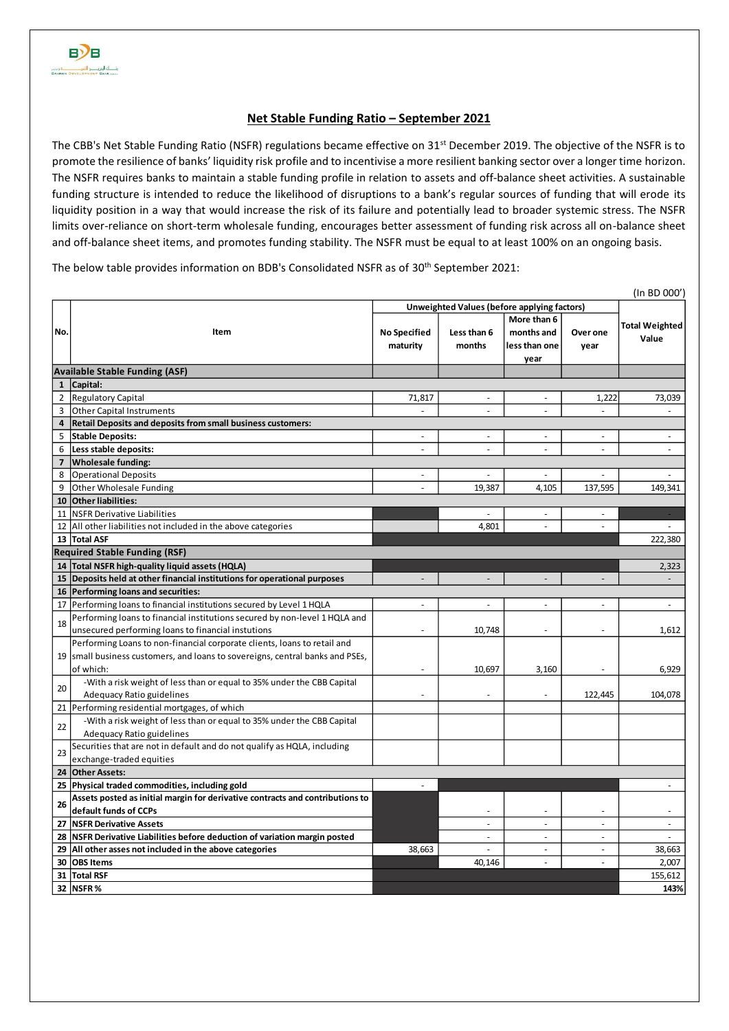## Net Stable Funding Ratio – September 2021

The CBB's Net Stable Funding Ratio (NSFR) regulations became effective on 31st December 2019. The objective of the NSFR is to promote the resilience of banks' liquidity risk profile and to incentivise a more resilient banking sector over a longer time horizon. The NSFR requires banks to maintain a stable funding profile in relation to assets and off-balance sheet activities. A sustainable funding structure is intended to reduce the likelihood of disruptions to a bank's regular sources of funding that will erode its liquidity position in a way that would increase the risk of its failure and potentially lead to broader systemic stress. The NSFR limits over-reliance on short-term wholesale funding, encourages better assessment of funding risk across all on-balance sheet and off-balance sheet items, and promotes funding stability. The NSFR must be equal to at least 100% on an ongoing basis.

The below table provides information on BDB's Consolidated NSFR as of 30th September 2021:

(In BD 000')

| No. | Item | Unweighted Values (before applying factors) | | | | Total Weighted Value |
|---|---|---|---|---|---|---|
| | | No Specified maturity | Less than 6 months | More than 6 months and less than one year | Over one year | |
| | **Available Stable Funding (ASF)** | | | | | |
| 1 | **Capital:** | | | | | |
| 2 | Regulatory Capital | 71,817 | - | - | 1,222 | 73,039 |
| 3 | Other Capital Instruments | - | - | - | - | - |
| 4 | **Retail Deposits and deposits from small business customers:** | | | | | |
| 5 | **Stable Deposits:** | - | - | - | - | - |
| 6 | **Less stable deposits:** | - | - | - | - | - |
| 7 | **Wholesale funding:** | | | | | |
| 8 | Operational Deposits | - | - | - | - | - |
| 9 | Other Wholesale Funding | - | 19,387 | 4,105 | 137,595 | 149,341 |
| 10 | **Other liabilities:** | | | | | |
| 11 | NSFR Derivative Liabilities | | - | - | - | |
| 12 | All other liabilities not included in the above categories | | 4,801 | - | - | - |
| 13 | **Total ASF** | | | | | 222,380 |
| | **Required Stable Funding (RSF)** | | | | | |
| 14 | **Total NSFR high-quality liquid assets (HQLA)** | | | | | 2,323 |
| 15 | **Deposits held at other financial institutions for operational purposes** | - | - | - | - | - |
| 16 | **Performing loans and securities:** | | | | | |
| 17 | Performing loans to financial institutions secured by Level 1 HQLA | - | - | - | - | - |
| 18 | Performing loans to financial institutions secured by non-level 1 HQLA and unsecured performing loans to financial instutions | - | 10,748 | - | - | 1,612 |
| 19 | Performing Loans to non-financial corporate clients, loans to retail and small business customers, and loans to sovereigns, central banks and PSEs, of which: | - | 10,697 | 3,160 | - | 6,929 |
| 20 | -With a risk weight of less than or equal to 35% under the CBB Capital Adequacy Ratio guidelines | - | - | - | 122,445 | 104,078 |
| 21 | Performing residential mortgages, of which | | | | | |
| 22 | -With a risk weight of less than or equal to 35% under the CBB Capital Adequacy Ratio guidelines | | | | | |
| 23 | Securities that are not in default and do not qualify as HQLA, including exchange-traded equities | | | | | |
| 24 | **Other Assets:** | | | | | |
| 25 | **Physical traded commodities, including gold** | - | | | | - |
| 26 | **Assets posted as initial margin for derivative contracts and contributions to default funds of CCPs** | | - | - | - | - |
| 27 | **NSFR Derivative Assets** | | - | - | - | - |
| 28 | **NSFR Derivative Liabilities before deduction of variation margin posted** | | - | - | - | - |
| 29 | **All other asses not included in the above categories** | 38,663 | - | - | - | 38,663 |
| 30 | **OBS Items** | | 40,146 | - | - | 2,007 |
| 31 | **Total RSF** | | | | | 155,612 |
| 32 | **NSFR %** | | | | | **143%** |